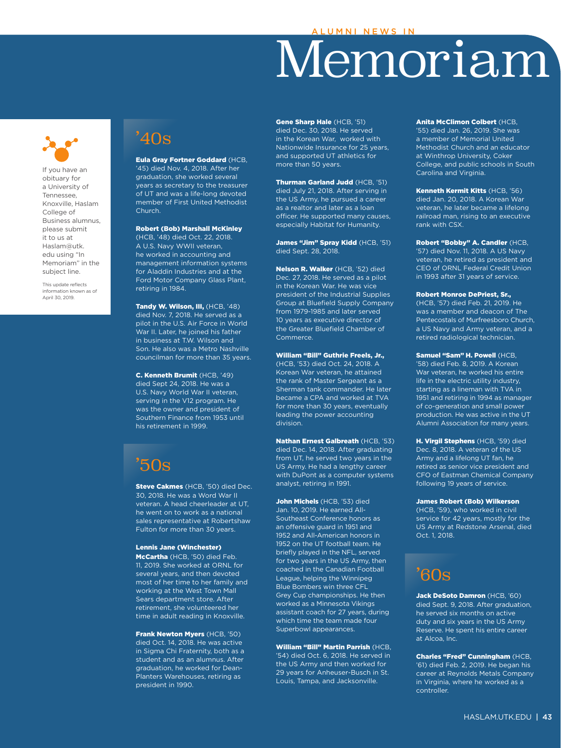ALUMNI NEWS IN

# Memoriam

If you have an obituary for a University of Tennessee, Knoxville, Haslam College of Business alumnus, please submit it to us at Haslam@utk.edu using "In Memoriam" in the subject line.

This update reflects information known as of April 30, 2019.

## '40s

**Eula Gray Fortner Goddard** (HCB, '45) died Nov. 4, 2018. After her graduation, she worked several years as secretary to the treasurer of UT and was a life-long devoted member of First United Methodist Church.

**Robert (Bob) Marshall McKinley** (HCB, '48) died Oct. 22, 2018. A U.S. Navy WWII veteran, he worked in accounting and management information systems for Aladdin Industries and at the Ford Motor Company Glass Plant, retiring in 1984.

**Tandy W. Wilson, III,** (HCB, '48) died Nov. 7, 2018. He served as a pilot in the U.S. Air Force in World War II. Later, he joined his father in business at T.W. Wilson and Son. He also was a Metro Nashville councilman for more than 35 years.

**C. Kenneth Brumit** (HCB, '49) died Sept 24, 2018. He was a U.S. Navy World War II veteran, serving in the V12 program. He was the owner and president of Southern Finance from 1953 until his retirement in 1999.

## '50s

**Steve Cakmes** (HCB, '50) died Dec. 30, 2018. He was a Word War II veteran. A head cheerleader at UT, he went on to work as a national sales representative at Robertshaw Fulton for more than 30 years.

**Lennis Jane (Winchester) McCartha** (HCB, '50) died Feb. 11, 2019. She worked at ORNL for several years, and then devoted most of her time to her family and working at the West Town Mall Sears department store. After retirement, she volunteered her time in adult reading in Knoxville.

**Frank Newton Myers** (HCB, '50) died Oct. 14, 2018. He was active in Sigma Chi Fraternity, both as a student and as an alumnus. After graduation, he worked for Dean-Planters Warehouses, retiring as president in 1990.

**Gene Sharp Hale** (HCB, '51) died Dec. 30, 2018. He served in the Korean War, worked with Nationwide Insurance for 25 years, and supported UT athletics for more than 50 years.

**Thurman Garland Judd** (HCB, '51) died July 21, 2018. After serving in the US Army, he pursued a career as a realtor and later as a loan officer. He supported many causes, especially Habitat for Humanity.

**James "Jim" Spray Kidd** (HCB, '51) died Sept. 28, 2018.

**Nelson R. Walker** (HCB, '52) died Dec. 27, 2018. He served as a pilot in the Korean War. He was vice president of the Industrial Supplies Group at Bluefield Supply Company from 1979-1985 and later served 10 years as executive director of the Greater Bluefield Chamber of Commerce.

**William "Bill" Guthrie Freels, Jr.,** (HCB, '53) died Oct. 24, 2018. A Korean War veteran, he attained the rank of Master Sergeant as a Sherman tank commander. He later became a CPA and worked at TVA for more than 30 years, eventually leading the power accounting division.

**Nathan Ernest Galbreath** (HCB, '53) died Dec. 14, 2018. After graduating from UT, he served two years in the US Army. He had a lengthy career with DuPont as a computer systems analyst, retiring in 1991.

**John Michels** (HCB, '53) died Jan. 10, 2019. He earned All-Southeast Conference honors as an offensive guard in 1951 and 1952 and All-American honors in 1952 on the UT football team. He briefly played in the NFL, served for two years in the US Army, then coached in the Canadian Football League, helping the Winnipeg Blue Bombers win three CFL Grey Cup championships. He then worked as a Minnesota Vikings assistant coach for 27 years, during which time the team made four Superbowl appearances.

**William "Bill" Martin Parrish** (HCB, '54) died Oct. 6, 2018. He served in the US Army and then worked for 29 years for Anheuser-Busch in St. Louis, Tampa, and Jacksonville.

**Anita McClimon Colbert** (HCB, '55) died Jan. 26, 2019. She was a member of Memorial United Methodist Church and an educator at Winthrop University, Coker College, and public schools in South Carolina and Virginia.

**Kenneth Kermit Kitts** (HCB, '56) died Jan. 20, 2018. A Korean War veteran, he later became a lifelong railroad man, rising to an executive rank with CSX.

**Robert "Bobby" A. Candler** (HCB, '57) died Nov. 11, 2018. A US Navy veteran, he retired as president and CEO of ORNL Federal Credit Union in 1993 after 31 years of service.

**Robert Monroe DePriest, Sr.,** (HCB, '57) died Feb. 21, 2019. He was a member and deacon of The Pentecostals of Murfreesboro Church, a US Navy and Army veteran, and a retired radiological technician.

**Samuel "Sam" H. Powell** (HCB, '58) died Feb. 8, 2019. A Korean War veteran, he worked his entire life in the electric utility industry, starting as a lineman with TVA in 1951 and retiring in 1994 as manager of co-generation and small power production. He was active in the UT Alumni Association for many years.

**H. Virgil Stephens** (HCB, '59) died Dec. 8, 2018. A veteran of the US Army and a lifelong UT fan, he retired as senior vice president and CFO of Eastman Chemical Company following 19 years of service.

**James Robert (Bob) Wilkerson** (HCB, '59), who worked in civil service for 42 years, mostly for the US Army at Redstone Arsenal, died Oct. 1, 2018.

## '60s

**Jack DeSoto Damron** (HCB, '60) died Sept. 9, 2018. After graduation, he served six months on active duty and six years in the US Army Reserve. He spent his entire career at Alcoa, Inc.

**Charles "Fred" Cunningham** (HCB, '61) died Feb. 2, 2019. He began his career at Reynolds Metals Company in Virginia, where he worked as a controller.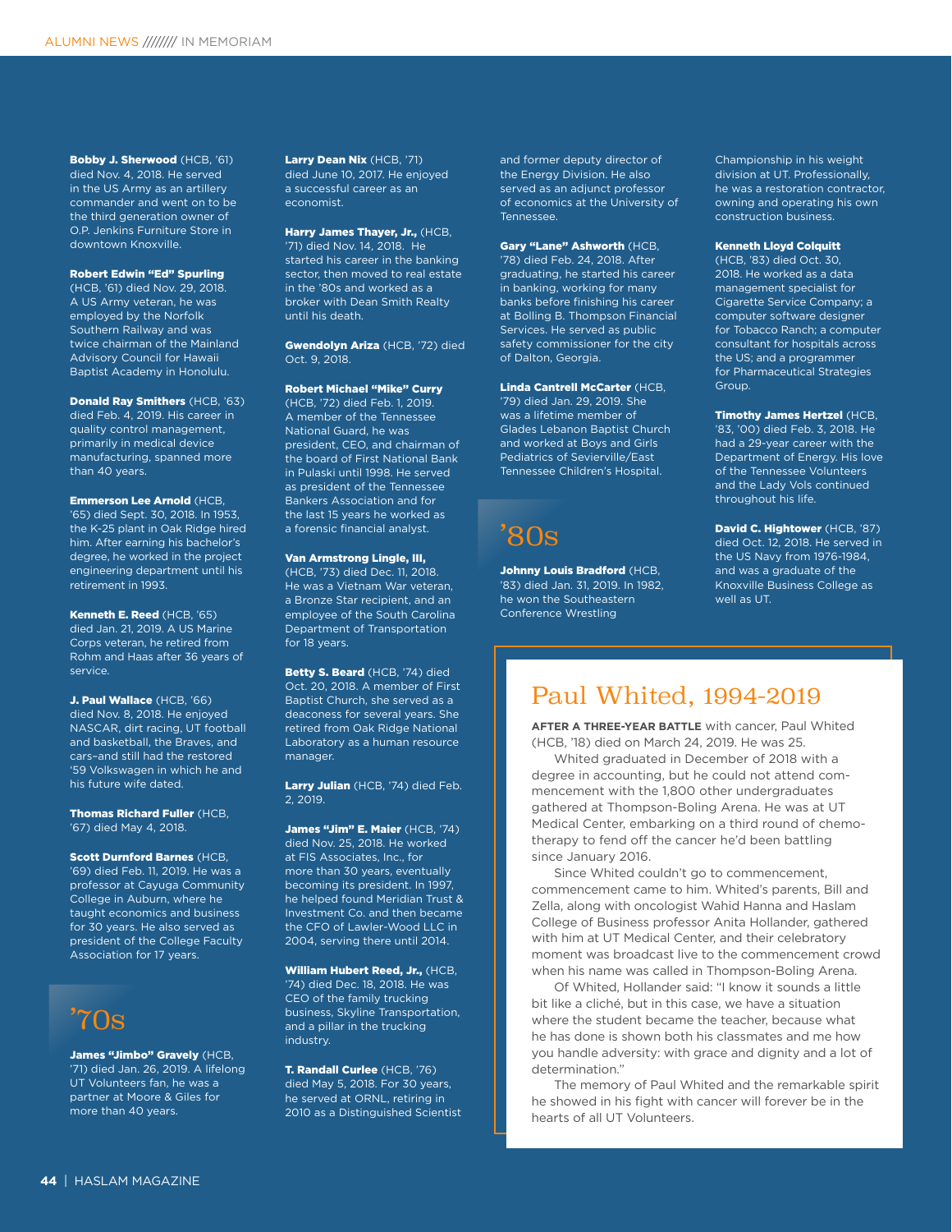Bobby J. Sherwood (HCB, '61) died Nov. 4, 2018. He served in the US Army as an artillery commander and went on to be the third generation owner of O.P. Jenkins Furniture Store in downtown Knoxville.

**Robert Edwin "Ed" Spurling** (HCB, '61) died Nov. 29, 2018. A US Army veteran, he was employed by the Norfolk Southern Railway and was twice chairman of the Mainland Advisory Council for Hawaii Baptist Academy in Honolulu.

**Donald Ray Smithers** (HCB, '63) died Feb. 4, 2019. His career in quality control management, primarily in medical device manufacturing, spanned more than 40 years.

**Emmerson Lee Arnold** (HCB, '65) died Sept. 30, 2018. In 1953, the K-25 plant in Oak Ridge hired him. After earning his bachelor's degree, he worked in the project engineering department until his retirement in 1993.

**Kenneth E. Reed** (HCB, '65) died Jan. 21, 2019. A US Marine Corps veteran, he retired from Rohm and Haas after 36 years of service.

**J. Paul Wallace** (HCB, '66) died Nov. 8, 2018. He enjoyed NASCAR, dirt racing, UT football and basketball, the Braves, and cars–and still had the restored '59 Volkswagen in which he and his future wife dated.

**Thomas Richard Fuller** (HCB, '67) died May 4, 2018.

**Scott Durnford Barnes** (HCB, '69) died Feb. 11, 2019. He was a professor at Cayuga Community College in Auburn, where he taught economics and business for 30 years. He also served as president of the College Faculty Association for 17 years.

## '70s

**James "Jimbo" Gravely** (HCB, '71) died Jan. 26, 2019. A lifelong UT Volunteers fan, he was a partner at Moore & Giles for more than 40 years.

**Larry Dean Nix** (HCB, '71) died June 10, 2017. He enjoyed a successful career as an economist.

**Harry James Thayer, Jr.,** (HCB, '71) died Nov. 14, 2018. He started his career in the banking sector, then moved to real estate in the '80s and worked as a broker with Dean Smith Realty until his death.

**Gwendolyn Ariza** (HCB, '72) died Oct. 9, 2018.

**Robert Michael "Mike" Curry** (HCB, '72) died Feb. 1, 2019. A member of the Tennessee National Guard, he was president, CEO, and chairman of the board of First National Bank in Pulaski until 1998. He served as president of the Tennessee Bankers Association and for the last 15 years he worked as a forensic financial analyst.

**Van Armstrong Lingle, III,** (HCB, '73) died Dec. 11, 2018. He was a Vietnam War veteran, a Bronze Star recipient, and an employee of the South Carolina Department of Transportation for 18 years.

**Betty S. Beard** (HCB, '74) died Oct. 20, 2018. A member of First Baptist Church, she served as a deaconess for several years. She retired from Oak Ridge National Laboratory as a human resource manager.

**Larry Julian** (HCB, '74) died Feb. 2, 2019.

**James "Jim" E. Maier** (HCB, '74) died Nov. 25, 2018. He worked at FIS Associates, Inc., for more than 30 years, eventually becoming its president. In 1997, he helped found Meridian Trust & Investment Co. and then became the CFO of Lawler-Wood LLC in 2004, serving there until 2014.

**William Hubert Reed, Jr.,** (HCB, '74) died Dec. 18, 2018. He was CEO of the family trucking business, Skyline Transportation, and a pillar in the trucking industry.

**T. Randall Curlee** (HCB, '76) died May 5, 2018. For 30 years, he served at ORNL, retiring in 2010 as a Distinguished Scientist and former deputy director of the Energy Division. He also served as an adjunct professor of economics at the University of Tennessee.

**Gary "Lane" Ashworth** (HCB, '78) died Feb. 24, 2018. After graduating, he started his career in banking, working for many banks before finishing his career at Bolling B. Thompson Financial Services. He served as public safety commissioner for the city of Dalton, Georgia.

**Linda Cantrell McCarter** (HCB, '79) died Jan. 29, 2019. She was a lifetime member of Glades Lebanon Baptist Church and worked at Boys and Girls Pediatrics of Sevierville/East Tennessee Children's Hospital.

## '80s

**Johnny Louis Bradford** (HCB, '83) died Jan. 31, 2019. In 1982, he won the Southeastern Conference Wrestling Championship in his weight division at UT. Professionally, he was a restoration contractor, owning and operating his own construction business.

**Kenneth Lloyd Colquitt** (HCB, '83) died Oct. 30, 2018. He worked as a data management specialist for Cigarette Service Company; a computer software designer for Tobacco Ranch; a computer consultant for hospitals across the US; and a programmer for Pharmaceutical Strategies Group.

**Timothy James Hertzel** (HCB, '83, '00) died Feb. 3, 2018. He had a 29-year career with the Department of Energy. His love of the Tennessee Volunteers and the Lady Vols continued throughout his life.

**David C. Hightower** (HCB, '87) died Oct. 12, 2018. He served in the US Navy from 1976-1984, and was a graduate of the Knoxville Business College as well as UT.

## Paul Whited, 1994-2019

**AFTER A THREE-YEAR BATTLE** with cancer, Paul Whited (HCB, '18) died on March 24, 2019. He was 25.

Whited graduated in December of 2018 with a degree in accounting, but he could not attend commencement with the 1,800 other undergraduates gathered at Thompson-Boling Arena. He was at UT Medical Center, embarking on a third round of chemotherapy to fend off the cancer he'd been battling since January 2016.

Since Whited couldn't go to commencement, commencement came to him. Whited's parents, Bill and Zella, along with oncologist Wahid Hanna and Haslam College of Business professor Anita Hollander, gathered with him at UT Medical Center, and their celebratory moment was broadcast live to the commencement crowd when his name was called in Thompson-Boling Arena.

Of Whited, Hollander said: "I know it sounds a little bit like a cliché, but in this case, we have a situation where the student became the teacher, because what he has done is shown both his classmates and me how you handle adversity: with grace and dignity and a lot of determination."

The memory of Paul Whited and the remarkable spirit he showed in his fight with cancer will forever be in the hearts of all UT Volunteers.